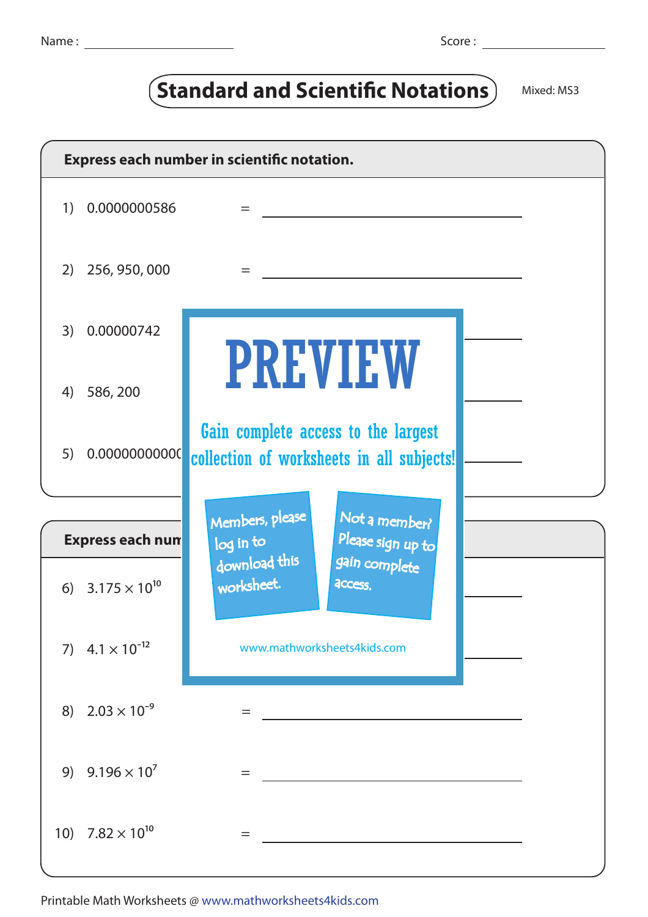Name : ____________________ Score : ____________________

# Standard and Scientific Notations

Mixed: MS3

**Express each number in scientific notation.**

1) 0.0000000586 = ____________________

2) 256, 950, 000 = ____________________

3) 0.00000742 ____________________

4) 586, 200 ____________________

5) 0.00000000000 ____________________

PREVIEW

Gain complete access to the largest collection of worksheets in all subjects!

Members, please log in to download this worksheet.

Not a member? Please sign up to gain complete access.

www.mathworksheets4kids.com

**Express each num**

6) $3.175 \times 10^{10}$ ____________________

7) $4.1 \times 10^{-12}$ ____________________

8) $2.03 \times 10^{-9}$ = ____________________

9) $9.196 \times 10^{7}$ = ____________________

10) $7.82 \times 10^{10}$ = ____________________

Printable Math Worksheets @ www.mathworksheets4kids.com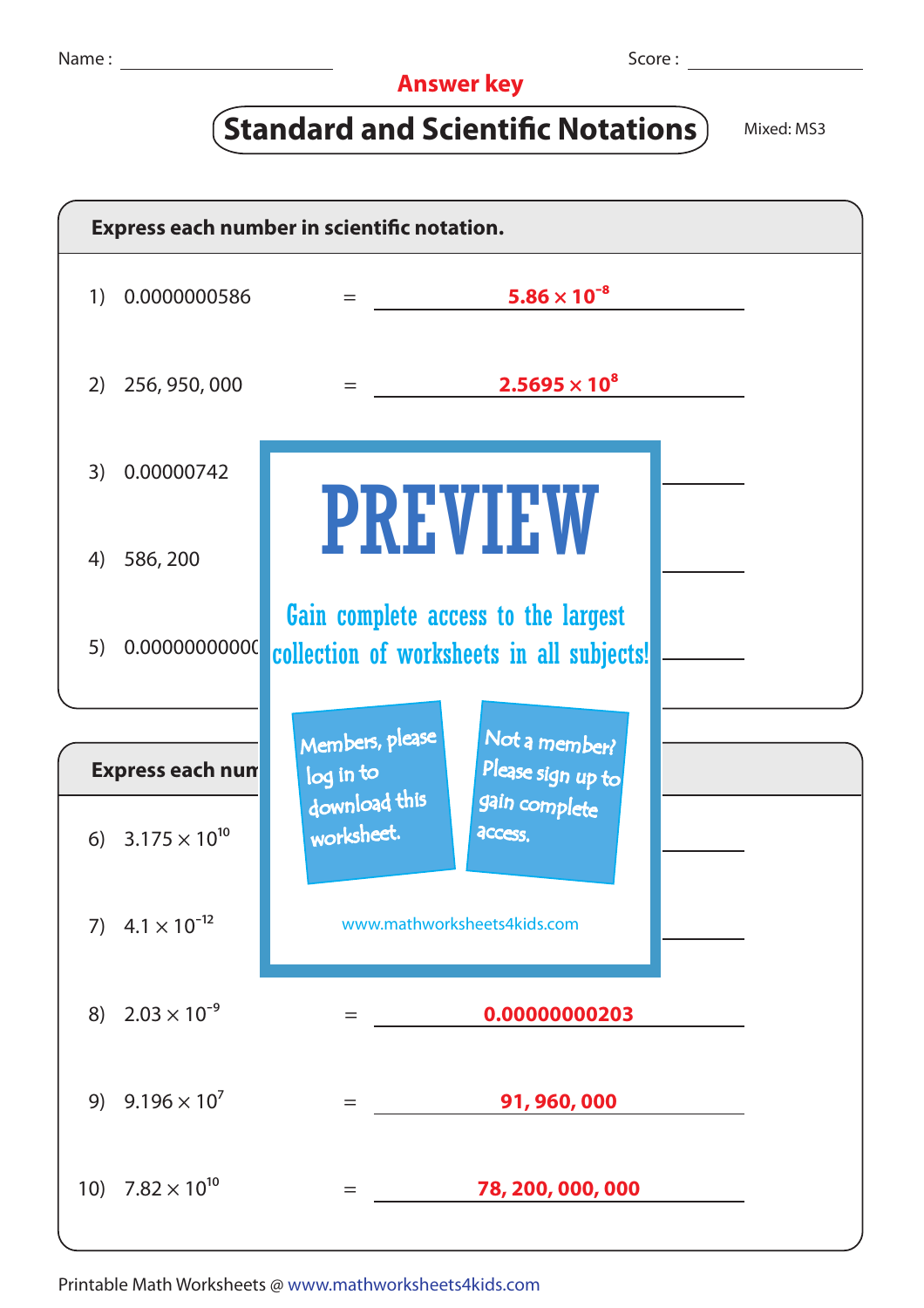Name : ____________________ Score : ____________________

**Answer key**

# Standard and Scientific Notations

Mixed: MS3

## Express each number in scientific notation.

1) 0.0000000586 = $5.86 \times 10^{-8}$

2) 256, 950, 000 = $2.5695 \times 10^{8}$

3) 0.00000742

4) 586, 200

5) 0.0000000000(

## Express each num

6) $3.175 \times 10^{10}$

7) $4.1 \times 10^{-12}$

8) $2.03 \times 10^{-9}$ = 0.00000000203

9) $9.196 \times 10^{7}$ = 91, 960, 000

10) $7.82 \times 10^{10}$ = 78, 200, 000, 000

PREVIEW

Gain complete access to the largest collection of worksheets in all subjects!

Members, please log in to download this worksheet.

Not a member? Please sign up to gain complete access.

www.mathworksheets4kids.com